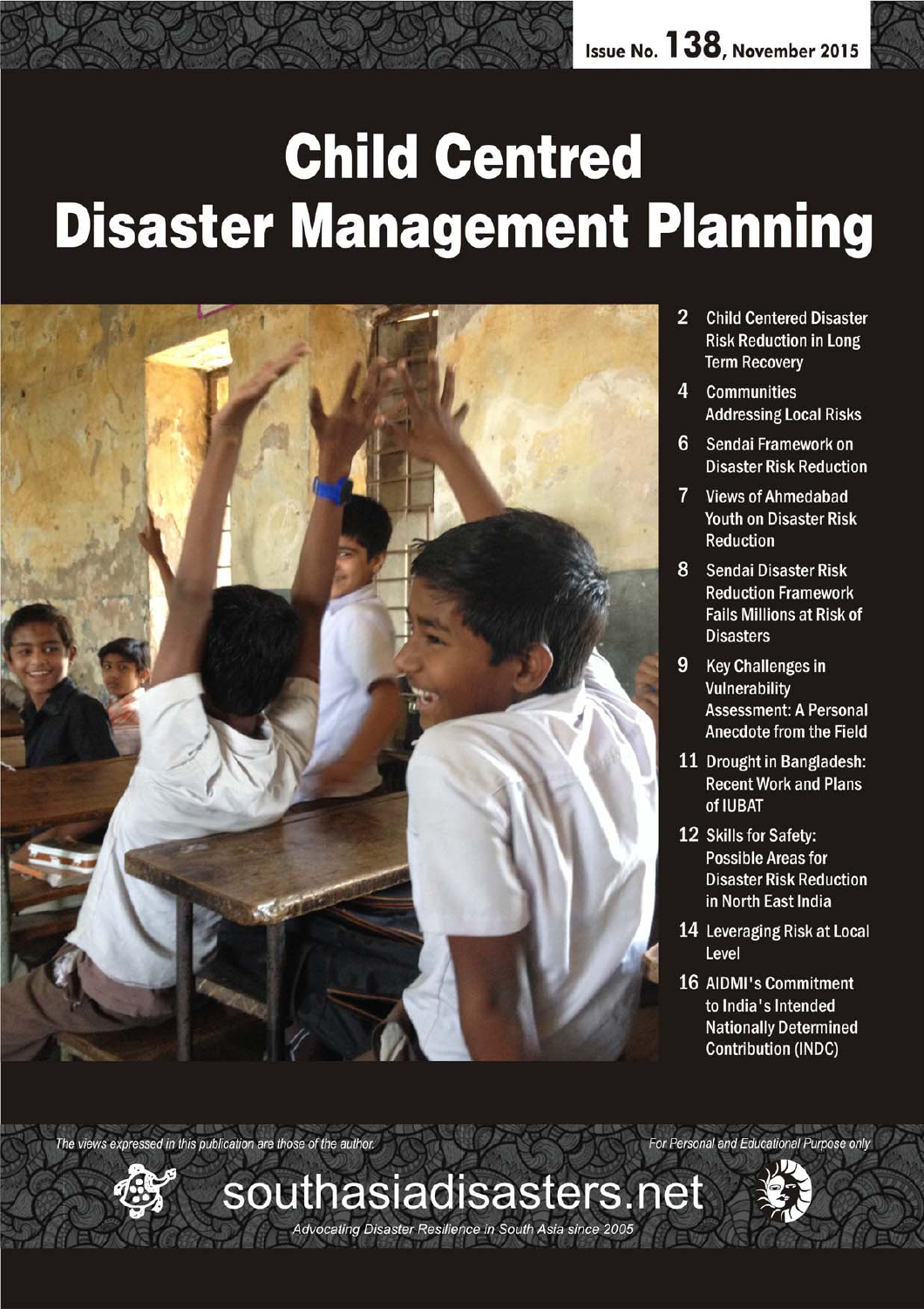Issue No. 138, November 2015

# Child Centred Disaster Management Planning

- 2 Child Centered Disaster Risk Reduction in Long Term Recovery
- 4 Communities Addressing Local Risks
- 6 Sendai Framework on Disaster Risk Reduction
- 7 Views of Ahmedabad Youth on Disaster Risk Reduction
- 8 Sendai Disaster Risk Reduction Framework Fails Millions at Risk of Disasters
- 9 Key Challenges in Vulnerability Assessment: A Personal Anecdote from the Field
- 11 Drought in Bangladesh: Recent Work and Plans of IUBAT
- 12 Skills for Safety: Possible Areas for Disaster Risk Reduction in North East India
- 14 Leveraging Risk at Local Level
- 16 AIDMI's Commitment to India's Intended Nationally Determined Contribution (INDC)

*The views expressed in this publication are those of the author.*

*For Personal and Educational Purpose only*

southasiadisasters.net

*Advocating Disaster Resilience in South Asia since 2005*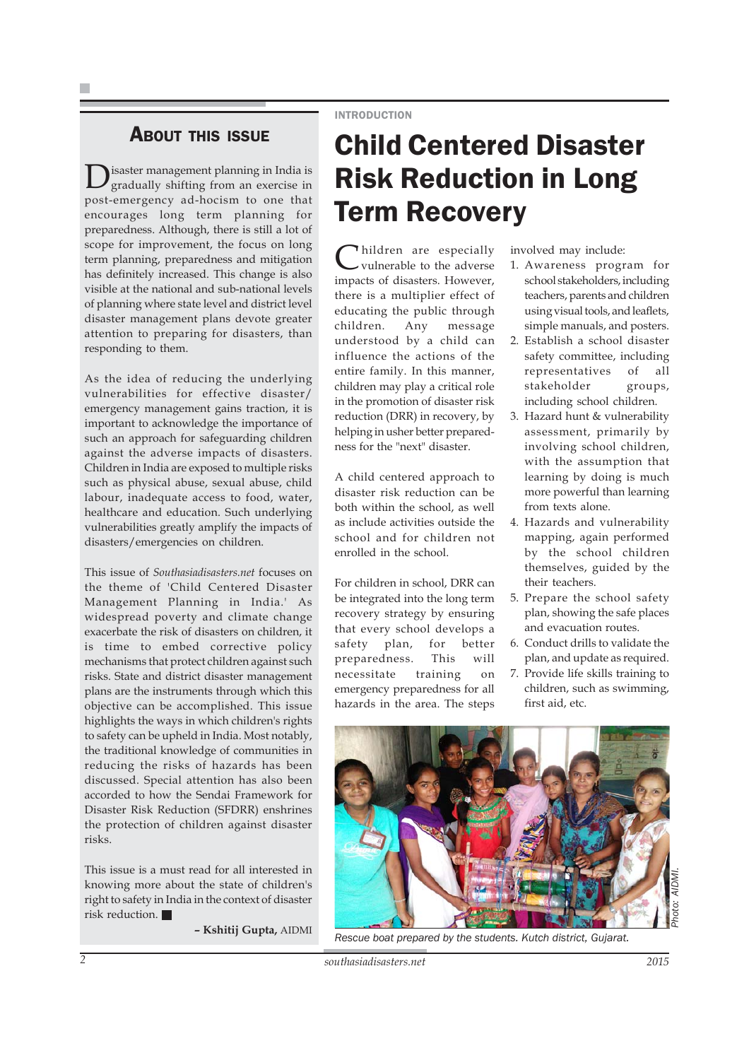## About this Issue

Disaster management planning in India is gradually shifting from an exercise in post-emergency ad-hocism to one that encourages long term planning for preparedness. Although, there is still a lot of scope for improvement, the focus on long term planning, preparedness and mitigation has definitely increased. This change is also visible at the national and sub-national levels of planning where state level and district level disaster management plans devote greater attention to preparing for disasters, than responding to them.

As the idea of reducing the underlying vulnerabilities for effective disaster/emergency management gains traction, it is important to acknowledge the importance of such an approach for safeguarding children against the adverse impacts of disasters. Children in India are exposed to multiple risks such as physical abuse, sexual abuse, child labour, inadequate access to food, water, healthcare and education. Such underlying vulnerabilities greatly amplify the impacts of disasters/emergencies on children.

This issue of *Southasiadisasters.net* focuses on the theme of 'Child Centered Disaster Management Planning in India.' As widespread poverty and climate change exacerbate the risk of disasters on children, it is time to embed corrective policy mechanisms that protect children against such risks. State and district disaster management plans are the instruments through which this objective can be accomplished. This issue highlights the ways in which children's rights to safety can be upheld in India. Most notably, the traditional knowledge of communities in reducing the risks of hazards has been discussed. Special attention has also been accorded to how the Sendai Framework for Disaster Risk Reduction (SFDRR) enshrines the protection of children against disaster risks.

This issue is a must read for all interested in knowing more about the state of children's right to safety in India in the context of disaster risk reduction. ■

**– Kshitij Gupta,** AIDMI

INTRODUCTION

# Child Centered Disaster Risk Reduction in Long Term Recovery

Children are especially vulnerable to the adverse impacts of disasters. However, there is a multiplier effect of educating the public through children. Any message understood by a child can influence the actions of the entire family. In this manner, children may play a critical role in the promotion of disaster risk reduction (DRR) in recovery, by helping in usher better preparedness for the "next" disaster.

A child centered approach to disaster risk reduction can be both within the school, as well as include activities outside the school and for children not enrolled in the school.

For children in school, DRR can be integrated into the long term recovery strategy by ensuring that every school develops a safety plan, for better preparedness. This will necessitate training on emergency preparedness for all hazards in the area. The steps involved may include:

1. Awareness program for school stakeholders, including teachers, parents and children using visual tools, and leaflets, simple manuals, and posters.
2. Establish a school disaster safety committee, including representatives of all stakeholder groups, including school children.
3. Hazard hunt & vulnerability assessment, primarily by involving school children, with the assumption that learning by doing is much more powerful than learning from texts alone.
4. Hazards and vulnerability mapping, again performed by the school children themselves, guided by the their teachers.
5. Prepare the school safety plan, showing the safe places and evacuation routes.
6. Conduct drills to validate the plan, and update as required.
7. Provide life skills training to children, such as swimming, first aid, etc.

*Photo: AIDMI.*

*Rescue boat prepared by the students. Kutch district, Gujarat.*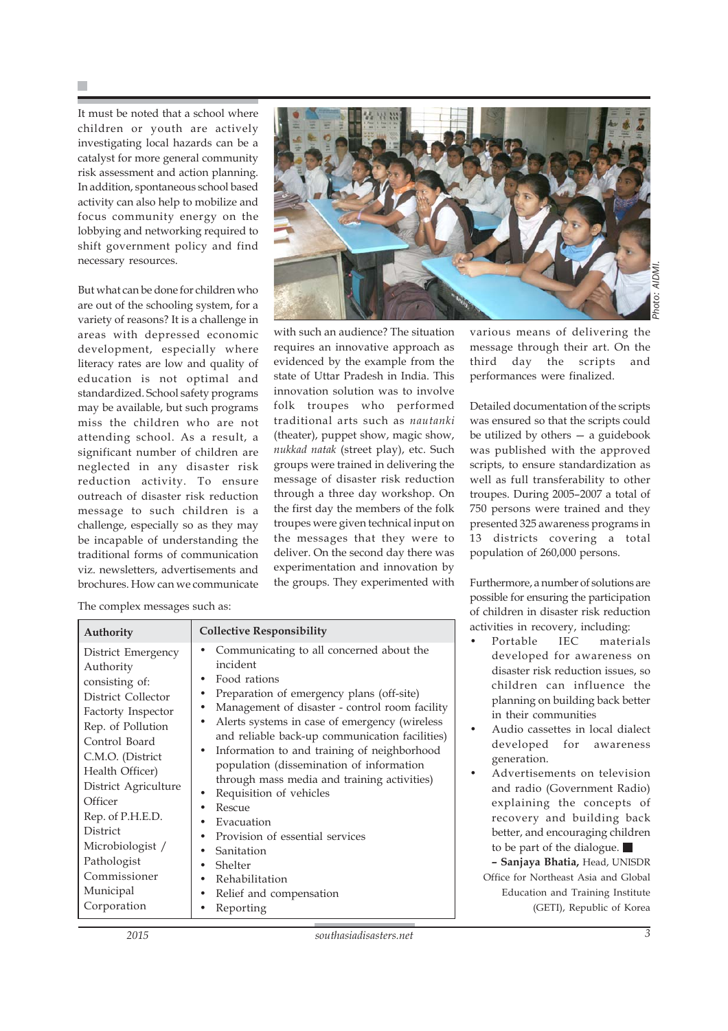It must be noted that a school where children or youth are actively investigating local hazards can be a catalyst for more general community risk assessment and action planning. In addition, spontaneous school based activity can also help to mobilize and focus community energy on the lobbying and networking required to shift government policy and find necessary resources.

But what can be done for children who are out of the schooling system, for a variety of reasons? It is a challenge in areas with depressed economic development, especially where literacy rates are low and quality of education is not optimal and standardized. School safety programs may be available, but such programs miss the children who are not attending school. As a result, a significant number of children are neglected in any disaster risk reduction activity. To ensure outreach of disaster risk reduction message to such children is a challenge, especially so as they may be incapable of understanding the traditional forms of communication viz. newsletters, advertisements and brochures. How can we communicate with such an audience? The situation requires an innovative approach as evidenced by the example from the state of Uttar Pradesh in India. This innovation solution was to involve folk troupes who performed traditional arts such as *nautanki* (theater), puppet show, magic show, *nukkad natak* (street play), etc. Such groups were trained in delivering the message of disaster risk reduction through a three day workshop. On the first day the members of the folk troupes were given technical input on the messages that they were to deliver. On the second day there was experimentation and innovation by the groups. They experimented with various means of delivering the message through their art. On the third day the scripts and performances were finalized.

Photo: AIDMI.

Detailed documentation of the scripts was ensured so that the scripts could be utilized by others — a guidebook was published with the approved scripts, to ensure standardization as well as full transferability to other troupes. During 2005–2007 a total of 750 persons were trained and they presented 325 awareness programs in 13 districts covering a total population of 260,000 persons.

The complex messages such as:

| Authority | Collective Responsibility |
|---|---|
| District Emergency Authority consisting of:<br>District Collector<br>Factorty Inspector<br>Rep. of Pollution Control Board<br>C.M.O. (District Health Officer)<br>District Agriculture Officer<br>Rep. of P.H.E.D.<br>District Microbiologist / Pathologist<br>Commissioner Municipal Corporation | • Communicating to all concerned about the incident<br>• Food rations<br>• Preparation of emergency plans (off-site)<br>• Management of disaster - control room facility<br>• Alerts systems in case of emergency (wireless and reliable back-up communication facilities)<br>• Information to and training of neighborhood population (dissemination of information through mass media and training activities)<br>• Requisition of vehicles<br>• Rescue<br>• Evacuation<br>• Provision of essential services<br>• Sanitation<br>• Shelter<br>• Rehabilitation<br>• Relief and compensation<br>• Reporting |

Furthermore, a number of solutions are possible for ensuring the participation of children in disaster risk reduction activities in recovery, including:

- Portable IEC materials developed for awareness on disaster risk reduction issues, so children can influence the planning on building back better in their communities
- Audio cassettes in local dialect developed for awareness generation.
- Advertisements on television and radio (Government Radio) explaining the concepts of recovery and building back better, and encouraging children to be part of the dialogue. ■

**– Sanjaya Bhatia,** Head, UNISDR Office for Northeast Asia and Global Education and Training Institute (GETI), Republic of Korea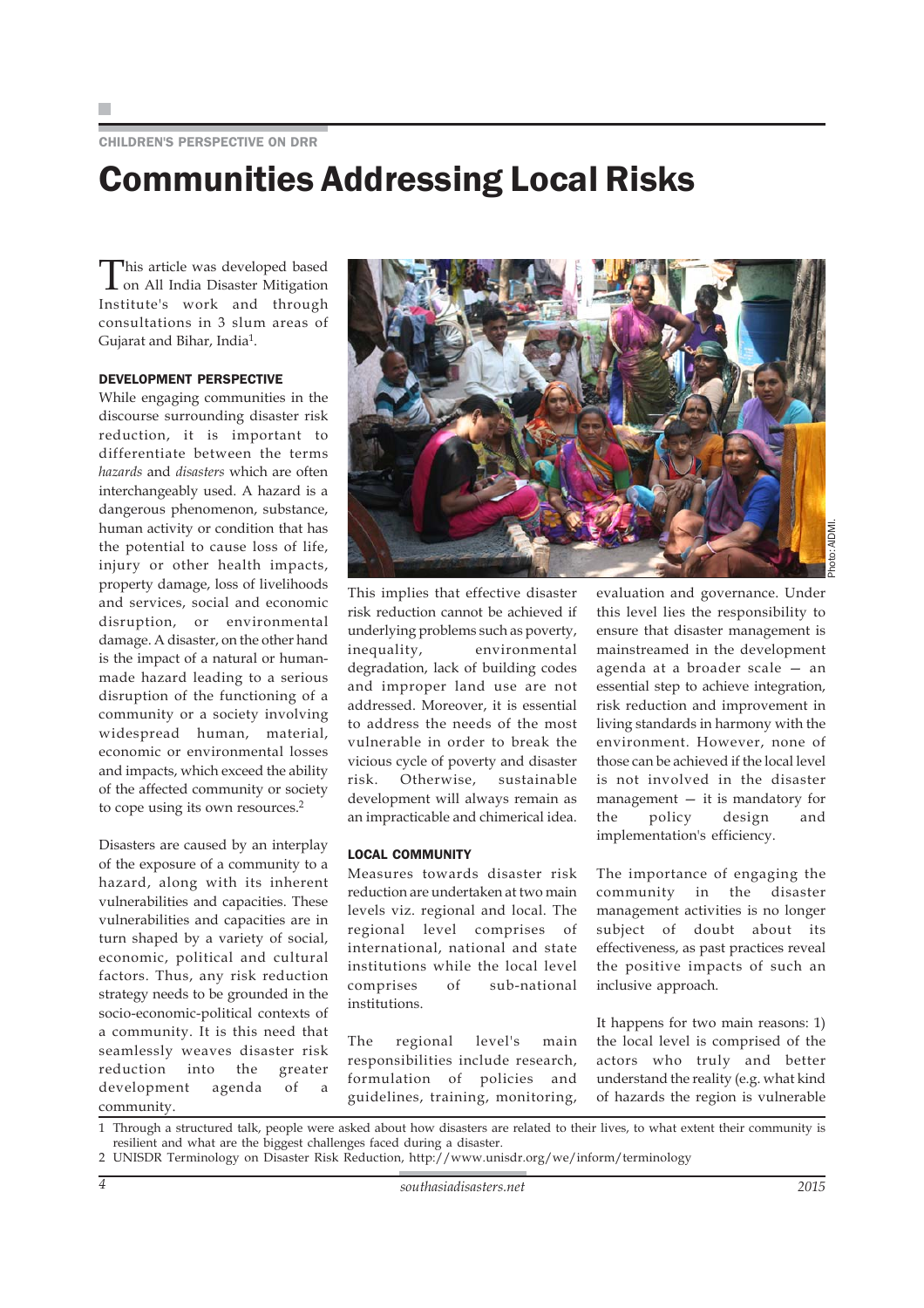CHILDREN'S PERSPECTIVE ON DRR

# Communities Addressing Local Risks

This article was developed based on All India Disaster Mitigation Institute's work and through consultations in 3 slum areas of Gujarat and Bihar, India[1].

### DEVELOPMENT PERSPECTIVE

While engaging communities in the discourse surrounding disaster risk reduction, it is important to differentiate between the terms *hazards* and *disasters* which are often interchangeably used. A hazard is a dangerous phenomenon, substance, human activity or condition that has the potential to cause loss of life, injury or other health impacts, property damage, loss of livelihoods and services, social and economic disruption, or environmental damage. A disaster, on the other hand is the impact of a natural or human-made hazard leading to a serious disruption of the functioning of a community or a society involving widespread human, material, economic or environmental losses and impacts, which exceed the ability of the affected community or society to cope using its own resources.[2]

Disasters are caused by an interplay of the exposure of a community to a hazard, along with its inherent vulnerabilities and capacities. These vulnerabilities and capacities are in turn shaped by a variety of social, economic, political and cultural factors. Thus, any risk reduction strategy needs to be grounded in the socio-economic-political contexts of a community. It is this need that seamlessly weaves disaster risk reduction into the greater development agenda of a community.

Photo: AIDMI.

This implies that effective disaster risk reduction cannot be achieved if underlying problems such as poverty, inequality, environmental degradation, lack of building codes and improper land use are not addressed. Moreover, it is essential to address the needs of the most vulnerable in order to break the vicious cycle of poverty and disaster risk. Otherwise, sustainable development will always remain as an impracticable and chimerical idea.

### LOCAL COMMUNITY

Measures towards disaster risk reduction are undertaken at two main levels viz. regional and local. The regional level comprises of international, national and state institutions while the local level comprises of sub-national institutions.

The regional level's main responsibilities include research, formulation of policies and guidelines, training, monitoring, evaluation and governance. Under this level lies the responsibility to ensure that disaster management is mainstreamed in the development agenda at a broader scale — an essential step to achieve integration, risk reduction and improvement in living standards in harmony with the environment. However, none of those can be achieved if the local level is not involved in the disaster management — it is mandatory for the policy design and implementation's efficiency.

The importance of engaging the community in the disaster management activities is no longer subject of doubt about its effectiveness, as past practices reveal the positive impacts of such an inclusive approach.

It happens for two main reasons: 1) the local level is comprised of the actors who truly and better understand the reality (e.g. what kind of hazards the region is vulnerable

---

1 Through a structured talk, people were asked about how disasters are related to their lives, to what extent their community is resilient and what are the biggest challenges faced during a disaster.

2 UNISDR Terminology on Disaster Risk Reduction, http://www.unisdr.org/we/inform/terminology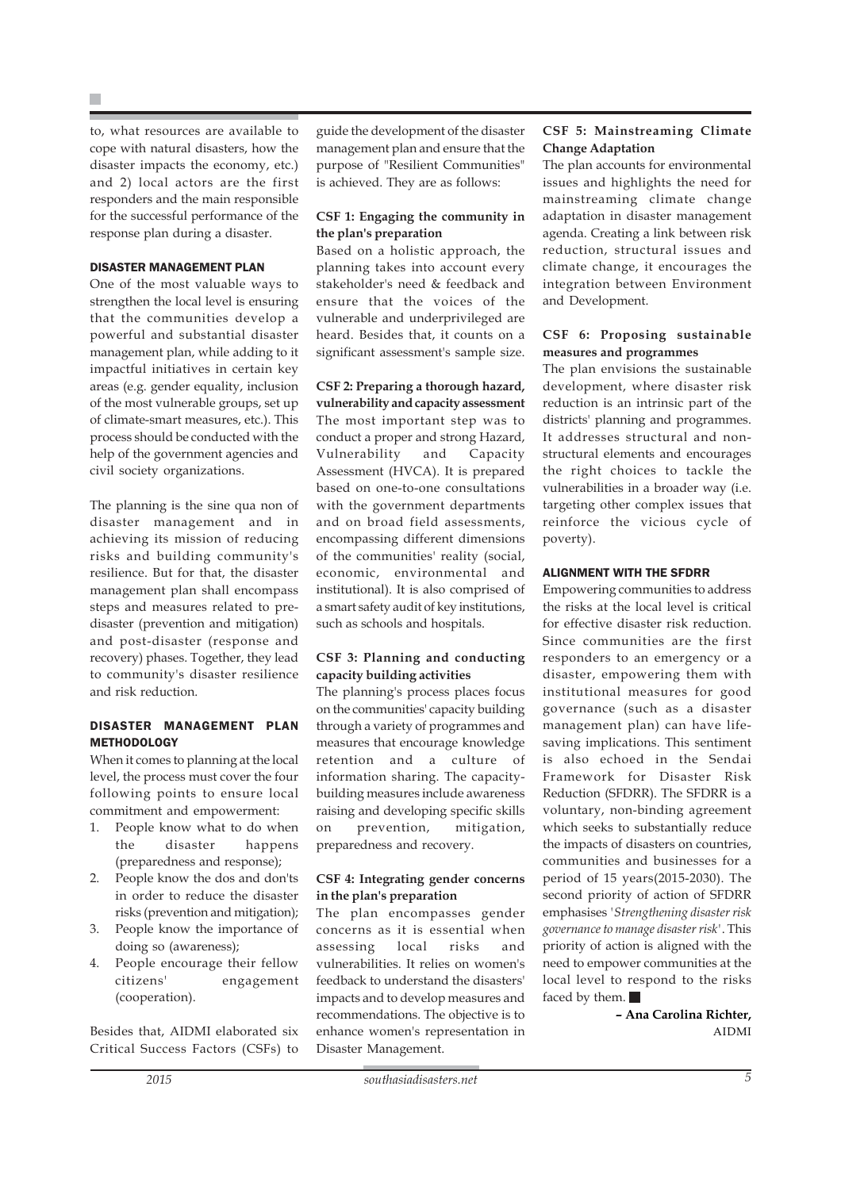to, what resources are available to cope with natural disasters, how the disaster impacts the economy, etc.) and 2) local actors are the first responders and the main responsible for the successful performance of the response plan during a disaster.

## DISASTER MANAGEMENT PLAN

One of the most valuable ways to strengthen the local level is ensuring that the communities develop a powerful and substantial disaster management plan, while adding to it impactful initiatives in certain key areas (e.g. gender equality, inclusion of the most vulnerable groups, set up of climate-smart measures, etc.). This process should be conducted with the help of the government agencies and civil society organizations.

The planning is the sine qua non of disaster management and in achieving its mission of reducing risks and building community's resilience. But for that, the disaster management plan shall encompass steps and measures related to pre-disaster (prevention and mitigation) and post-disaster (response and recovery) phases. Together, they lead to community's disaster resilience and risk reduction.

## DISASTER MANAGEMENT PLAN METHODOLOGY

When it comes to planning at the local level, the process must cover the four following points to ensure local commitment and empowerment:

1. People know what to do when the disaster happens (preparedness and response);
2. People know the dos and don'ts in order to reduce the disaster risks (prevention and mitigation);
3. People know the importance of doing so (awareness);
4. People encourage their fellow citizens' engagement (cooperation).

Besides that, AIDMI elaborated six Critical Success Factors (CSFs) to guide the development of the disaster management plan and ensure that the purpose of "Resilient Communities" is achieved. They are as follows:

**CSF 1: Engaging the community in the plan's preparation**

Based on a holistic approach, the planning takes into account every stakeholder's need & feedback and ensure that the voices of the vulnerable and underprivileged are heard. Besides that, it counts on a significant assessment's sample size.

**CSF 2: Preparing a thorough hazard, vulnerability and capacity assessment**

The most important step was to conduct a proper and strong Hazard, Vulnerability and Capacity Assessment (HVCA). It is prepared based on one-to-one consultations with the government departments and on broad field assessments, encompassing different dimensions of the communities' reality (social, economic, environmental and institutional). It is also comprised of a smart safety audit of key institutions, such as schools and hospitals.

**CSF 3: Planning and conducting capacity building activities**

The planning's process places focus on the communities' capacity building through a variety of programmes and measures that encourage knowledge retention and a culture of information sharing. The capacity-building measures include awareness raising and developing specific skills on prevention, mitigation, preparedness and recovery.

**CSF 4: Integrating gender concerns in the plan's preparation**

The plan encompasses gender concerns as it is essential when assessing local risks and vulnerabilities. It relies on women's feedback to understand the disasters' impacts and to develop measures and recommendations. The objective is to enhance women's representation in Disaster Management.

**CSF 5: Mainstreaming Climate Change Adaptation**

The plan accounts for environmental issues and highlights the need for mainstreaming climate change adaptation in disaster management agenda. Creating a link between risk reduction, structural issues and climate change, it encourages the integration between Environment and Development.

**CSF 6: Proposing sustainable measures and programmes**

The plan envisions the sustainable development, where disaster risk reduction is an intrinsic part of the districts' planning and programmes. It addresses structural and non-structural elements and encourages the right choices to tackle the vulnerabilities in a broader way (i.e. targeting other complex issues that reinforce the vicious cycle of poverty).

## ALIGNMENT WITH THE SFDRR

Empowering communities to address the risks at the local level is critical for effective disaster risk reduction. Since communities are the first responders to an emergency or a disaster, empowering them with institutional measures for good governance (such as a disaster management plan) can have life-saving implications. This sentiment is also echoed in the Sendai Framework for Disaster Risk Reduction (SFDRR). The SFDRR is a voluntary, non-binding agreement which seeks to substantially reduce the impacts of disasters on countries, communities and businesses for a period of 15 years(2015-2030). The second priority of action of SFDRR emphasises '*Strengthening disaster risk governance to manage disaster risk*'. This priority of action is aligned with the need to empower communities at the local level to respond to the risks faced by them. ■

**– Ana Carolina Richter,**
AIDMI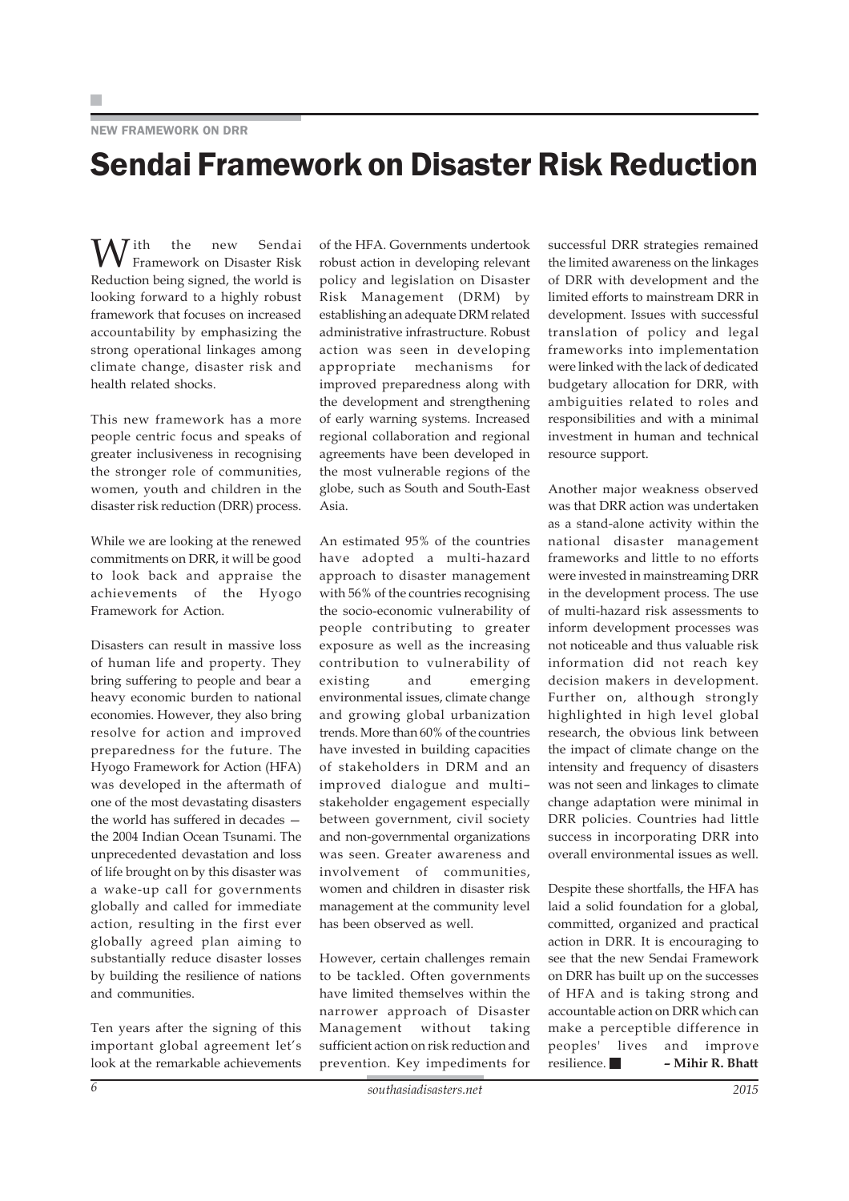NEW FRAMEWORK ON DRR

# Sendai Framework on Disaster Risk Reduction

With the new Sendai Framework on Disaster Risk Reduction being signed, the world is looking forward to a highly robust framework that focuses on increased accountability by emphasizing the strong operational linkages among climate change, disaster risk and health related shocks.

This new framework has a more people centric focus and speaks of greater inclusiveness in recognising the stronger role of communities, women, youth and children in the disaster risk reduction (DRR) process.

While we are looking at the renewed commitments on DRR, it will be good to look back and appraise the achievements of the Hyogo Framework for Action.

Disasters can result in massive loss of human life and property. They bring suffering to people and bear a heavy economic burden to national economies. However, they also bring resolve for action and improved preparedness for the future. The Hyogo Framework for Action (HFA) was developed in the aftermath of one of the most devastating disasters the world has suffered in decades — the 2004 Indian Ocean Tsunami. The unprecedented devastation and loss of life brought on by this disaster was a wake-up call for governments globally and called for immediate action, resulting in the first ever globally agreed plan aiming to substantially reduce disaster losses by building the resilience of nations and communities.

Ten years after the signing of this important global agreement let's look at the remarkable achievements of the HFA. Governments undertook robust action in developing relevant policy and legislation on Disaster Risk Management (DRM) by establishing an adequate DRM related administrative infrastructure. Robust action was seen in developing appropriate mechanisms for improved preparedness along with the development and strengthening of early warning systems. Increased regional collaboration and regional agreements have been developed in the most vulnerable regions of the globe, such as South and South-East Asia.

An estimated 95% of the countries have adopted a multi-hazard approach to disaster management with 56% of the countries recognising the socio-economic vulnerability of people contributing to greater exposure as well as the increasing contribution to vulnerability of existing and emerging environmental issues, climate change and growing global urbanization trends. More than 60% of the countries have invested in building capacities of stakeholders in DRM and an improved dialogue and multi–stakeholder engagement especially between government, civil society and non-governmental organizations was seen. Greater awareness and involvement of communities, women and children in disaster risk management at the community level has been observed as well.

However, certain challenges remain to be tackled. Often governments have limited themselves within the narrower approach of Disaster Management without taking sufficient action on risk reduction and prevention. Key impediments for successful DRR strategies remained the limited awareness on the linkages of DRR with development and the limited efforts to mainstream DRR in development. Issues with successful translation of policy and legal frameworks into implementation were linked with the lack of dedicated budgetary allocation for DRR, with ambiguities related to roles and responsibilities and with a minimal investment in human and technical resource support.

Another major weakness observed was that DRR action was undertaken as a stand-alone activity within the national disaster management frameworks and little to no efforts were invested in mainstreaming DRR in the development process. The use of multi-hazard risk assessments to inform development processes was not noticeable and thus valuable risk information did not reach key decision makers in development. Further on, although strongly highlighted in high level global research, the obvious link between the impact of climate change on the intensity and frequency of disasters was not seen and linkages to climate change adaptation were minimal in DRR policies. Countries had little success in incorporating DRR into overall environmental issues as well.

Despite these shortfalls, the HFA has laid a solid foundation for a global, committed, organized and practical action in DRR. It is encouraging to see that the new Sendai Framework on DRR has built up on the successes of HFA and is taking strong and accountable action on DRR which can make a perceptible difference in peoples' lives and improve resilience. ■

**– Mihir R. Bhatt**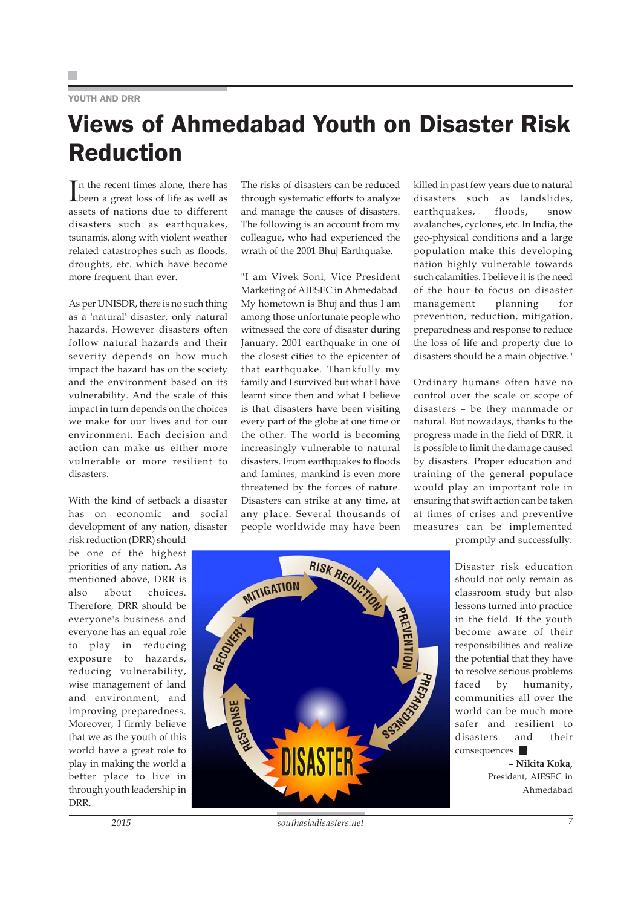YOUTH AND DRR

# Views of Ahmedabad Youth on Disaster Risk Reduction

In the recent times alone, there has been a great loss of life as well as assets of nations due to different disasters such as earthquakes, tsunamis, along with violent weather related catastrophes such as floods, droughts, etc. which have become more frequent than ever.

As per UNISDR, there is no such thing as a 'natural' disaster, only natural hazards. However disasters often follow natural hazards and their severity depends on how much impact the hazard has on the society and the environment based on its vulnerability. And the scale of this impact in turn depends on the choices we make for our lives and for our environment. Each decision and action can make us either more vulnerable or more resilient to disasters.

With the kind of setback a disaster has on economic and social development of any nation, disaster risk reduction (DRR) should be one of the highest priorities of any nation. As mentioned above, DRR is also about choices. Therefore, DRR should be everyone's business and everyone has an equal role to play in reducing exposure to hazards, reducing vulnerability, wise management of land and environment, and improving preparedness. Moreover, I firmly believe that we as the youth of this world have a great role to play in making the world a better place to live in through youth leadership in DRR.

The risks of disasters can be reduced through systematic efforts to analyze and manage the causes of disasters. The following is an account from my colleague, who had experienced the wrath of the 2001 Bhuj Earthquake.

"I am Vivek Soni, Vice President Marketing of AIESEC in Ahmedabad. My hometown is Bhuj and thus I am among those unfortunate people who witnessed the core of disaster during January, 2001 earthquake in one of the closest cities to the epicenter of that earthquake. Thankfully my family and I survived but what I have learnt since then and what I believe is that disasters have been visiting every part of the globe at one time or the other. The world is becoming increasingly vulnerable to natural disasters. From earthquakes to floods and famines, mankind is even more threatened by the forces of nature. Disasters can strike at any time, at any place. Several thousands of people worldwide may have been killed in past few years due to natural disasters such as landslides, earthquakes, floods, snow avalanches, cyclones, etc. In India, the geo-physical conditions and a large population make this developing nation highly vulnerable towards such calamities. I believe it is the need of the hour to focus on disaster management planning for prevention, reduction, mitigation, preparedness and response to reduce the loss of life and property due to disasters should be a main objective."

Ordinary humans often have no control over the scale or scope of disasters – be they manmade or natural. But nowadays, thanks to the progress made in the field of DRR, it is possible to limit the damage caused by disasters. Proper education and training of the general populace would play an important role in ensuring that swift action can be taken at times of crises and preventive measures can be implemented promptly and successfully.

Disaster risk education should not only remain as classroom study but also lessons turned into practice in the field. If the youth become aware of their responsibilities and realize the potential that they have to resolve serious problems faced by humanity, communities all over the world can be much more safer and resilient to disasters and their consequences. ■

**– Nikita Koka,**
President, AIESEC in Ahmedabad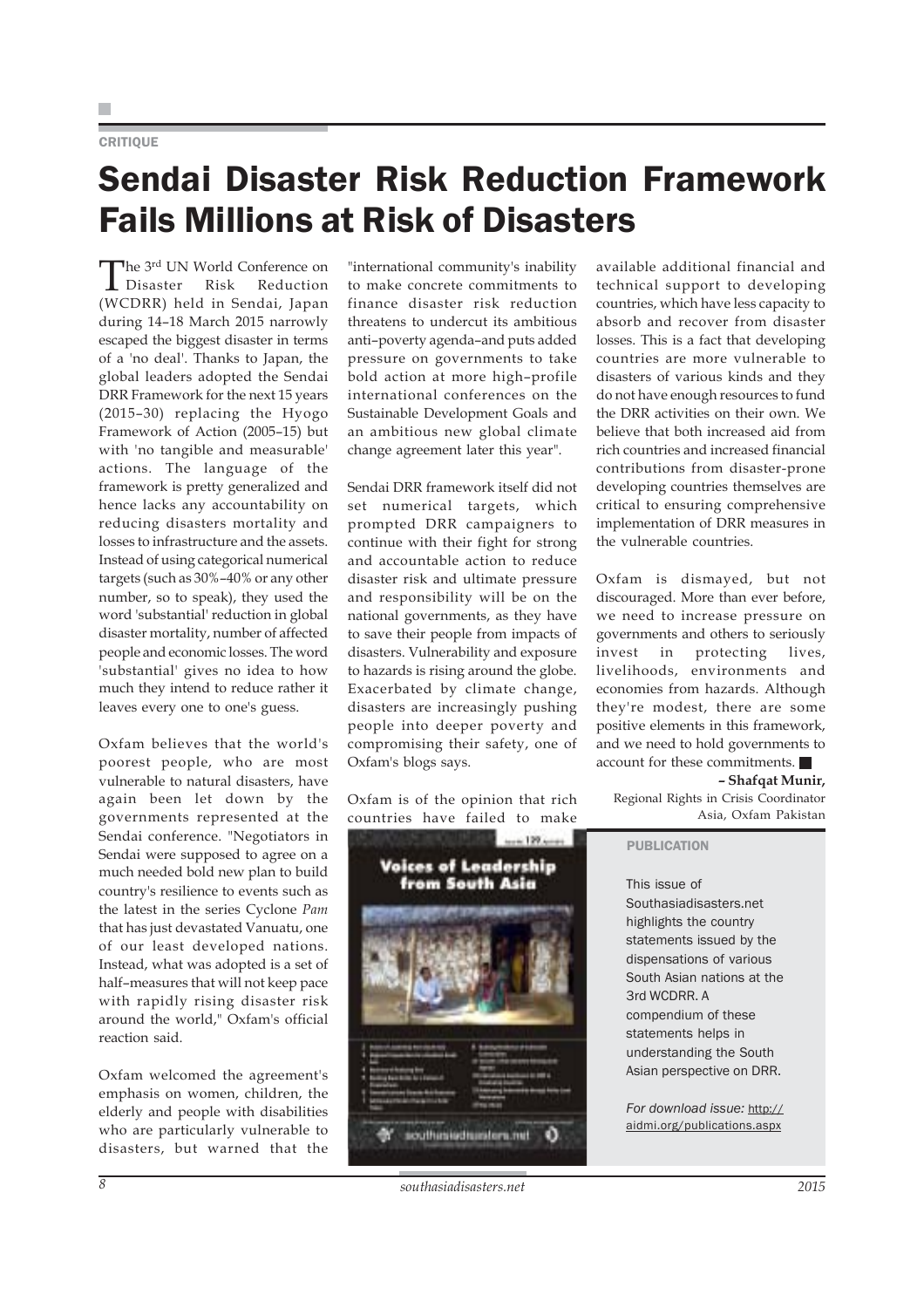CRITIQUE

# Sendai Disaster Risk Reduction Framework Fails Millions at Risk of Disasters

The 3rd UN World Conference on Disaster Risk Reduction (WCDRR) held in Sendai, Japan during 14–18 March 2015 narrowly escaped the biggest disaster in terms of a 'no deal'. Thanks to Japan, the global leaders adopted the Sendai DRR Framework for the next 15 years (2015–30) replacing the Hyogo Framework of Action (2005–15) but with 'no tangible and measurable' actions. The language of the framework is pretty generalized and hence lacks any accountability on reducing disasters mortality and losses to infrastructure and the assets. Instead of using categorical numerical targets (such as 30%–40% or any other number, so to speak), they used the word 'substantial' reduction in global disaster mortality, number of affected people and economic losses. The word 'substantial' gives no idea to how much they intend to reduce rather it leaves every one to one's guess.

Oxfam believes that the world's poorest people, who are most vulnerable to natural disasters, have again been let down by the governments represented at the Sendai conference. "Negotiators in Sendai were supposed to agree on a much needed bold new plan to build country's resilience to events such as the latest in the series Cyclone *Pam* that has just devastated Vanuatu, one of our least developed nations. Instead, what was adopted is a set of half–measures that will not keep pace with rapidly rising disaster risk around the world," Oxfam's official reaction said.

Oxfam welcomed the agreement's emphasis on women, children, the elderly and people with disabilities who are particularly vulnerable to disasters, but warned that the "international community's inability to make concrete commitments to finance disaster risk reduction threatens to undercut its ambitious anti–poverty agenda–and puts added pressure on governments to take bold action at more high–profile international conferences on the Sustainable Development Goals and an ambitious new global climate change agreement later this year".

Sendai DRR framework itself did not set numerical targets, which prompted DRR campaigners to continue with their fight for strong and accountable action to reduce disaster risk and ultimate pressure and responsibility will be on the national governments, as they have to save their people from impacts of disasters. Vulnerability and exposure to hazards is rising around the globe. Exacerbated by climate change, disasters are increasingly pushing people into deeper poverty and compromising their safety, one of Oxfam's blogs says.

Oxfam is of the opinion that rich countries have failed to make available additional financial and technical support to developing countries, which have less capacity to absorb and recover from disaster losses. This is a fact that developing countries are more vulnerable to disasters of various kinds and they do not have enough resources to fund the DRR activities on their own. We believe that both increased aid from rich countries and increased financial contributions from disaster-prone developing countries themselves are critical to ensuring comprehensive implementation of DRR measures in the vulnerable countries.

Oxfam is dismayed, but not discouraged. More than ever before, we need to increase pressure on governments and others to seriously invest in protecting lives, livelihoods, environments and economies from hazards. Although they're modest, there are some positive elements in this framework, and we need to hold governments to account for these commitments.

**– Shafqat Munir,**
Regional Rights in Crisis Coordinator
Asia, Oxfam Pakistan

PUBLICATION

This issue of Southasiadisasters.net highlights the country statements issued by the dispensations of various South Asian nations at the 3rd WCDRR. A compendium of these statements helps in understanding the South Asian perspective on DRR.

*For download issue:* http://aidmi.org/publications.aspx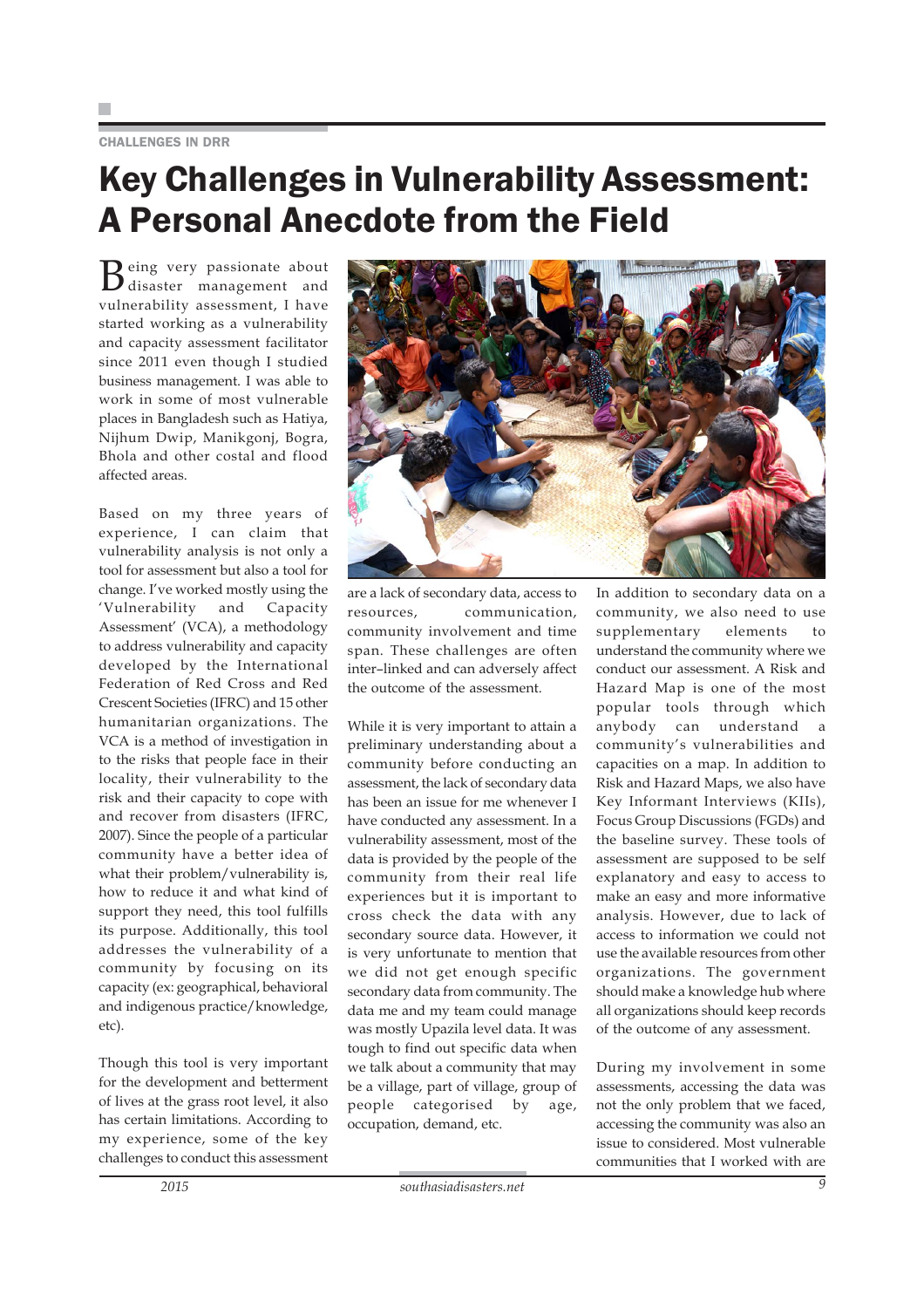CHALLENGES IN DRR

# Key Challenges in Vulnerability Assessment: A Personal Anecdote from the Field

Being very passionate about disaster management and vulnerability assessment, I have started working as a vulnerability and capacity assessment facilitator since 2011 even though I studied business management. I was able to work in some of most vulnerable places in Bangladesh such as Hatiya, Nijhum Dwip, Manikgonj, Bogra, Bhola and other costal and flood affected areas.

Based on my three years of experience, I can claim that vulnerability analysis is not only a tool for assessment but also a tool for change. I've worked mostly using the 'Vulnerability and Capacity Assessment' (VCA), a methodology to address vulnerability and capacity developed by the International Federation of Red Cross and Red Crescent Societies (IFRC) and 15 other humanitarian organizations. The VCA is a method of investigation in to the risks that people face in their locality, their vulnerability to the risk and their capacity to cope with and recover from disasters (IFRC, 2007). Since the people of a particular community have a better idea of what their problem/vulnerability is, how to reduce it and what kind of support they need, this tool fulfills its purpose. Additionally, this tool addresses the vulnerability of a community by focusing on its capacity (ex: geographical, behavioral and indigenous practice/knowledge, etc).

Though this tool is very important for the development and betterment of lives at the grass root level, it also has certain limitations. According to my experience, some of the key challenges to conduct this assessment are a lack of secondary data, access to resources, communication, community involvement and time span. These challenges are often inter–linked and can adversely affect the outcome of the assessment.

While it is very important to attain a preliminary understanding about a community before conducting an assessment, the lack of secondary data has been an issue for me whenever I have conducted any assessment. In a vulnerability assessment, most of the data is provided by the people of the community from their real life experiences but it is important to cross check the data with any secondary source data. However, it is very unfortunate to mention that we did not get enough specific secondary data from community. The data me and my team could manage was mostly Upazila level data. It was tough to find out specific data when we talk about a community that may be a village, part of village, group of people categorised by age, occupation, demand, etc.

In addition to secondary data on a community, we also need to use supplementary elements to understand the community where we conduct our assessment. A Risk and Hazard Map is one of the most popular tools through which anybody can understand a community's vulnerabilities and capacities on a map. In addition to Risk and Hazard Maps, we also have Key Informant Interviews (KIIs), Focus Group Discussions (FGDs) and the baseline survey. These tools of assessment are supposed to be self explanatory and easy to access to make an easy and more informative analysis. However, due to lack of access to information we could not use the available resources from other organizations. The government should make a knowledge hub where all organizations should keep records of the outcome of any assessment.

During my involvement in some assessments, accessing the data was not the only problem that we faced, accessing the community was also an issue to considered. Most vulnerable communities that I worked with are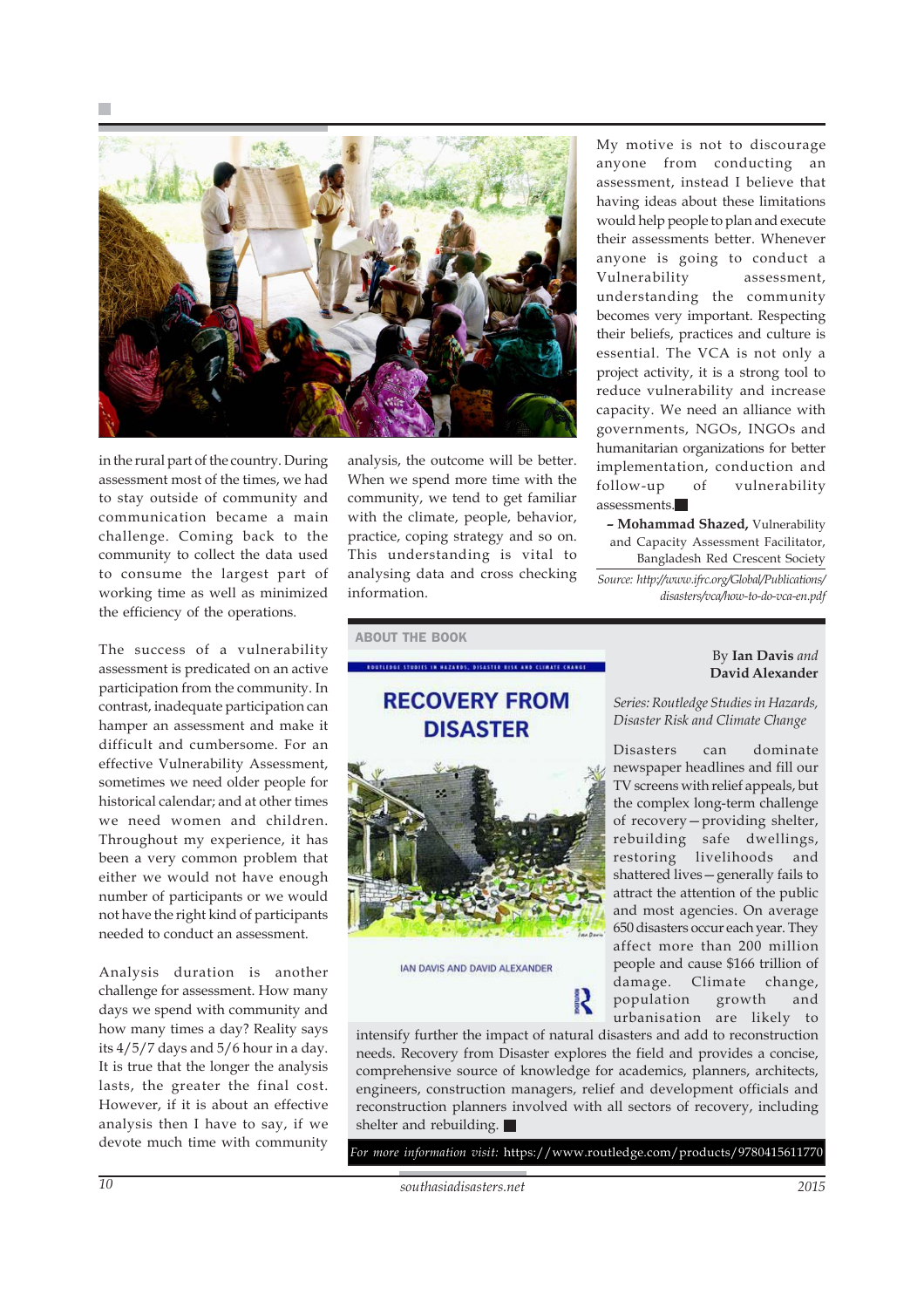in the rural part of the country. During assessment most of the times, we had to stay outside of community and communication became a main challenge. Coming back to the community to collect the data used to consume the largest part of working time as well as minimized the efficiency of the operations.

The success of a vulnerability assessment is predicated on an active participation from the community. In contrast, inadequate participation can hamper an assessment and make it difficult and cumbersome. For an effective Vulnerability Assessment, sometimes we need older people for historical calendar; and at other times we need women and children. Throughout my experience, it has been a very common problem that either we would not have enough number of participants or we would not have the right kind of participants needed to conduct an assessment.

Analysis duration is another challenge for assessment. How many days we spend with community and how many times a day? Reality says its 4/5/7 days and 5/6 hour in a day. It is true that the longer the analysis lasts, the greater the final cost. However, if it is about an effective analysis then I have to say, if we devote much time with community analysis, the outcome will be better. When we spend more time with the community, we tend to get familiar with the climate, people, behavior, practice, coping strategy and so on. This understanding is vital to analysing data and cross checking information.

My motive is not to discourage anyone from conducting an assessment, instead I believe that having ideas about these limitations would help people to plan and execute their assessments better. Whenever anyone is going to conduct a Vulnerability assessment, understanding the community becomes very important. Respecting their beliefs, practices and culture is essential. The VCA is not only a project activity, it is a strong tool to reduce vulnerability and increase capacity. We need an alliance with governments, NGOs, INGOs and humanitarian organizations for better implementation, conduction and follow-up of vulnerability assessments. ■

**– Mohammad Shazed,** Vulnerability and Capacity Assessment Facilitator, Bangladesh Red Crescent Society

*Source: http://www.ifrc.org/Global/Publications/disasters/vca/how-to-do-vca-en.pdf*

## ABOUT THE BOOK

### RECOVERY FROM DISASTER

By **Ian Davis** *and* **David Alexander**

*Series: Routledge Studies in Hazards, Disaster Risk and Climate Change*

Disasters can dominate newspaper headlines and fill our TV screens with relief appeals, but the complex long-term challenge of recovery – providing shelter, rebuilding safe dwellings, restoring livelihoods and shattered lives – generally fails to attract the attention of the public and most agencies. On average 650 disasters occur each year. They affect more than 200 million people and cause $166 trillion of damage. Climate change, population growth and urbanisation are likely to intensify further the impact of natural disasters and add to reconstruction needs. Recovery from Disaster explores the field and provides a concise, comprehensive source of knowledge for academics, planners, architects, engineers, construction managers, relief and development officials and reconstruction planners involved with all sectors of recovery, including shelter and rebuilding. ■

*For more information visit:* https://www.routledge.com/products/9780415611770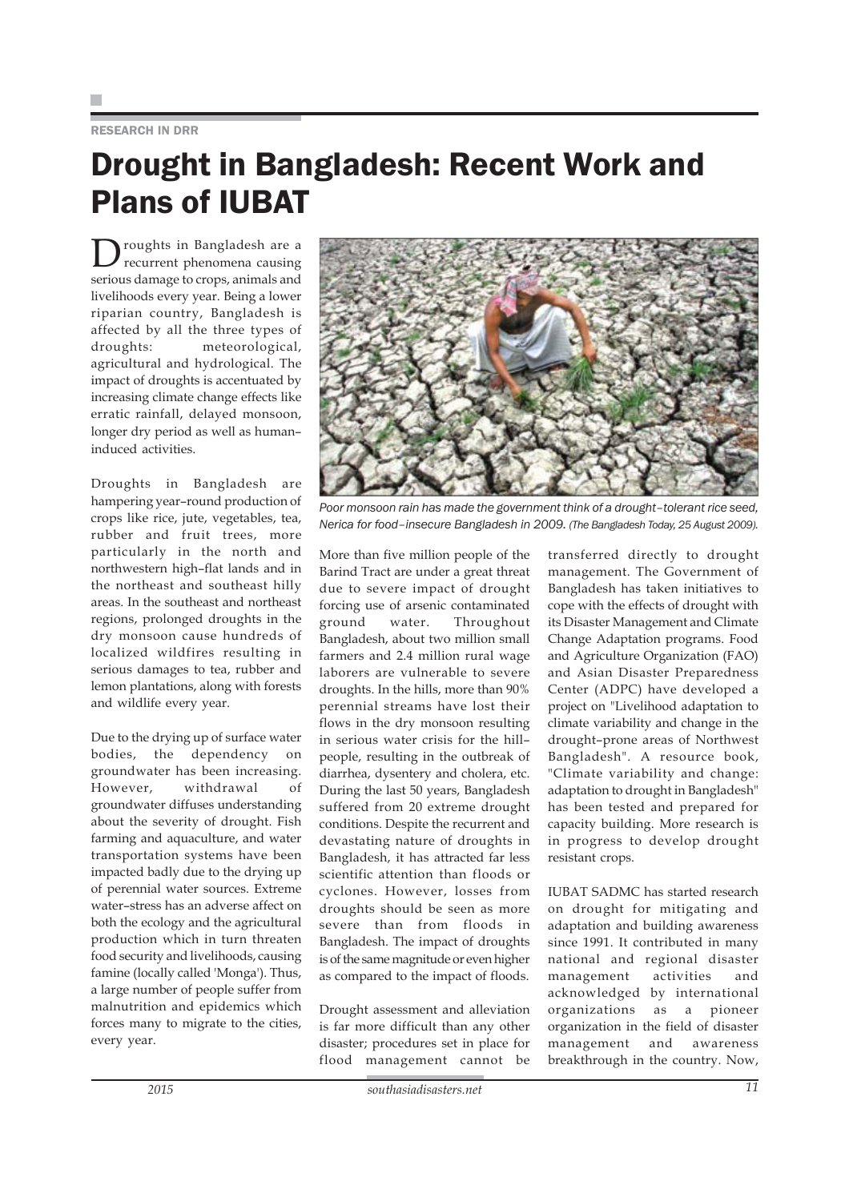RESEARCH IN DRR

# Drought in Bangladesh: Recent Work and Plans of IUBAT

Droughts in Bangladesh are a recurrent phenomena causing serious damage to crops, animals and livelihoods every year. Being a lower riparian country, Bangladesh is affected by all the three types of droughts: meteorological, agricultural and hydrological. The impact of droughts is accentuated by increasing climate change effects like erratic rainfall, delayed monsoon, longer dry period as well as human–induced activities.

Droughts in Bangladesh are hampering year–round production of crops like rice, jute, vegetables, tea, rubber and fruit trees, more particularly in the north and northwestern high–flat lands and in the northeast and southeast hilly areas. In the southeast and northeast regions, prolonged droughts in the dry monsoon cause hundreds of localized wildfires resulting in serious damages to tea, rubber and lemon plantations, along with forests and wildlife every year.

Due to the drying up of surface water bodies, the dependency on groundwater has been increasing. However, withdrawal of groundwater diffuses understanding about the severity of drought. Fish farming and aquaculture, and water transportation systems have been impacted badly due to the drying up of perennial water sources. Extreme water–stress has an adverse affect on both the ecology and the agricultural production which in turn threaten food security and livelihoods, causing famine (locally called 'Monga'). Thus, a large number of people suffer from malnutrition and epidemics which forces many to migrate to the cities, every year.

*Poor monsoon rain has made the government think of a drought–tolerant rice seed, Nerica for food–insecure Bangladesh in 2009. (The Bangladesh Today, 25 August 2009).*

More than five million people of the Barind Tract are under a great threat due to severe impact of drought forcing use of arsenic contaminated ground water. Throughout Bangladesh, about two million small farmers and 2.4 million rural wage laborers are vulnerable to severe droughts. In the hills, more than 90% perennial streams have lost their flows in the dry monsoon resulting in serious water crisis for the hill–people, resulting in the outbreak of diarrhea, dysentery and cholera, etc. During the last 50 years, Bangladesh suffered from 20 extreme drought conditions. Despite the recurrent and devastating nature of droughts in Bangladesh, it has attracted far less scientific attention than floods or cyclones. However, losses from droughts should be seen as more severe than from floods in Bangladesh. The impact of droughts is of the same magnitude or even higher as compared to the impact of floods.

Drought assessment and alleviation is far more difficult than any other disaster; procedures set in place for flood management cannot be transferred directly to drought management. The Government of Bangladesh has taken initiatives to cope with the effects of drought with its Disaster Management and Climate Change Adaptation programs. Food and Agriculture Organization (FAO) and Asian Disaster Preparedness Center (ADPC) have developed a project on "Livelihood adaptation to climate variability and change in the drought–prone areas of Northwest Bangladesh". A resource book, "Climate variability and change: adaptation to drought in Bangladesh" has been tested and prepared for capacity building. More research is in progress to develop drought resistant crops.

IUBAT SADMC has started research on drought for mitigating and adaptation and building awareness since 1991. It contributed in many national and regional disaster management activities and acknowledged by international organizations as a pioneer organization in the field of disaster management and awareness breakthrough in the country. Now,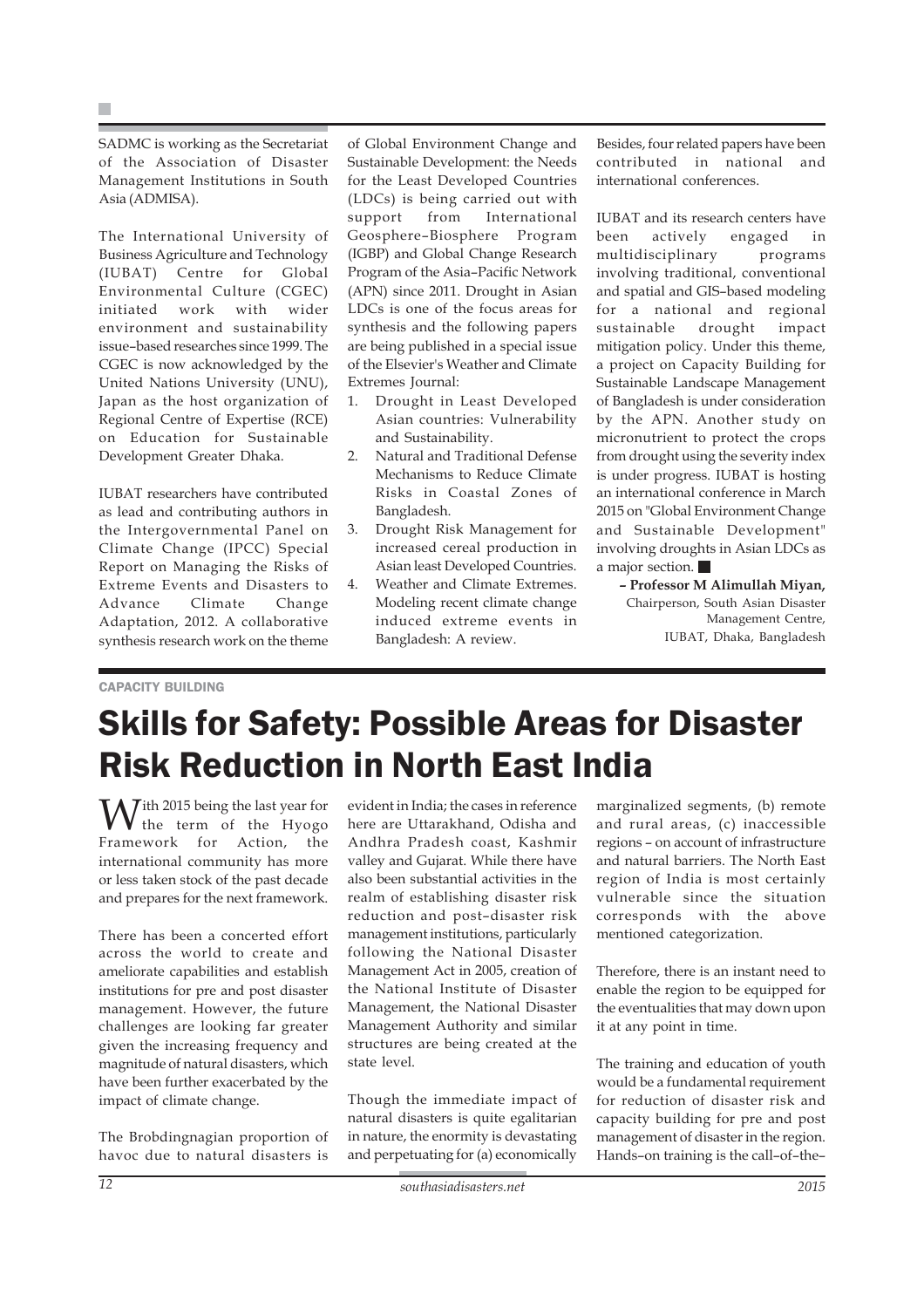SADMC is working as the Secretariat of the Association of Disaster Management Institutions in South Asia (ADMISA).

The International University of Business Agriculture and Technology (IUBAT) Centre for Global Environmental Culture (CGEC) initiated work with wider environment and sustainability issue–based researches since 1999. The CGEC is now acknowledged by the United Nations University (UNU), Japan as the host organization of Regional Centre of Expertise (RCE) on Education for Sustainable Development Greater Dhaka.

IUBAT researchers have contributed as lead and contributing authors in the Intergovernmental Panel on Climate Change (IPCC) Special Report on Managing the Risks of Extreme Events and Disasters to Advance Climate Change Adaptation, 2012. A collaborative synthesis research work on the theme of Global Environment Change and Sustainable Development: the Needs for the Least Developed Countries (LDCs) is being carried out with support from International Geosphere–Biosphere Program (IGBP) and Global Change Research Program of the Asia–Pacific Network (APN) since 2011. Drought in Asian LDCs is one of the focus areas for synthesis and the following papers are being published in a special issue of the Elsevier's Weather and Climate Extremes Journal:

1. Drought in Least Developed Asian countries: Vulnerability and Sustainability.
2. Natural and Traditional Defense Mechanisms to Reduce Climate Risks in Coastal Zones of Bangladesh.
3. Drought Risk Management for increased cereal production in Asian least Developed Countries.
4. Weather and Climate Extremes. Modeling recent climate change induced extreme events in Bangladesh: A review.

Besides, four related papers have been contributed in national and international conferences.

IUBAT and its research centers have been actively engaged in multidisciplinary programs involving traditional, conventional and spatial and GIS–based modeling for a national and regional sustainable drought impact mitigation policy. Under this theme, a project on Capacity Building for Sustainable Landscape Management of Bangladesh is under consideration by the APN. Another study on micronutrient to protect the crops from drought using the severity index is under progress. IUBAT is hosting an international conference in March 2015 on "Global Environment Change and Sustainable Development" involving droughts in Asian LDCs as a major section.

**– Professor M Alimullah Miyan,**
Chairperson, South Asian Disaster Management Centre,
IUBAT, Dhaka, Bangladesh

CAPACITY BUILDING

# Skills for Safety: Possible Areas for Disaster Risk Reduction in North East India

With 2015 being the last year for the term of the Hyogo Framework for Action, the international community has more or less taken stock of the past decade and prepares for the next framework.

There has been a concerted effort across the world to create and ameliorate capabilities and establish institutions for pre and post disaster management. However, the future challenges are looking far greater given the increasing frequency and magnitude of natural disasters, which have been further exacerbated by the impact of climate change.

The Brobdingnagian proportion of havoc due to natural disasters is evident in India; the cases in reference here are Uttarakhand, Odisha and Andhra Pradesh coast, Kashmir valley and Gujarat. While there have also been substantial activities in the realm of establishing disaster risk reduction and post–disaster risk management institutions, particularly following the National Disaster Management Act in 2005, creation of the National Institute of Disaster Management, the National Disaster Management Authority and similar structures are being created at the state level.

Though the immediate impact of natural disasters is quite egalitarian in nature, the enormity is devastating and perpetuating for (a) economically marginalized segments, (b) remote and rural areas, (c) inaccessible regions – on account of infrastructure and natural barriers. The North East region of India is most certainly vulnerable since the situation corresponds with the above mentioned categorization.

Therefore, there is an instant need to enable the region to be equipped for the eventualities that may down upon it at any point in time.

The training and education of youth would be a fundamental requirement for reduction of disaster risk and capacity building for pre and post management of disaster in the region. Hands–on training is the call–of–the–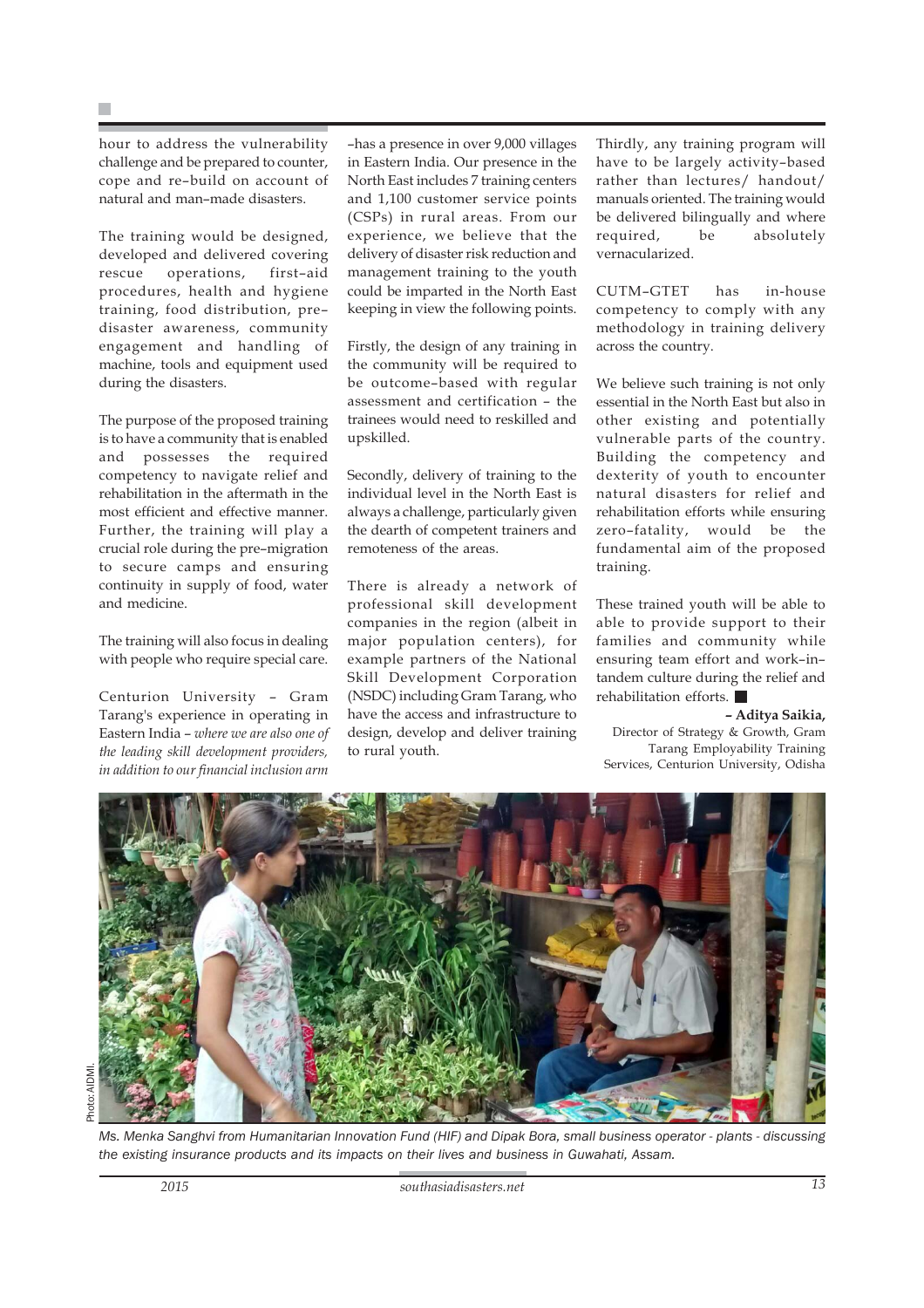hour to address the vulnerability challenge and be prepared to counter, cope and re–build on account of natural and man–made disasters.

The training would be designed, developed and delivered covering rescue operations, first–aid procedures, health and hygiene training, food distribution, pre–disaster awareness, community engagement and handling of machine, tools and equipment used during the disasters.

The purpose of the proposed training is to have a community that is enabled and possesses the required competency to navigate relief and rehabilitation in the aftermath in the most efficient and effective manner. Further, the training will play a crucial role during the pre–migration to secure camps and ensuring continuity in supply of food, water and medicine.

The training will also focus in dealing with people who require special care.

Centurion University – Gram Tarang's experience in operating in Eastern India – *where we are also one of the leading skill development providers, in addition to our financial inclusion arm* –has a presence in over 9,000 villages in Eastern India. Our presence in the North East includes 7 training centers and 1,100 customer service points (CSPs) in rural areas. From our experience, we believe that the delivery of disaster risk reduction and management training to the youth could be imparted in the North East keeping in view the following points.

Firstly, the design of any training in the community will be required to be outcome–based with regular assessment and certification – the trainees would need to reskilled and upskilled.

Secondly, delivery of training to the individual level in the North East is always a challenge, particularly given the dearth of competent trainers and remoteness of the areas.

There is already a network of professional skill development companies in the region (albeit in major population centers), for example partners of the National Skill Development Corporation (NSDC) including Gram Tarang, who have the access and infrastructure to design, develop and deliver training to rural youth.

Thirdly, any training program will have to be largely activity–based rather than lectures/ handout/ manuals oriented. The training would be delivered bilingually and where required, be absolutely vernacularized.

CUTM–GTET has in-house competency to comply with any methodology in training delivery across the country.

We believe such training is not only essential in the North East but also in other existing and potentially vulnerable parts of the country. Building the competency and dexterity of youth to encounter natural disasters for relief and rehabilitation efforts while ensuring zero–fatality, would be the fundamental aim of the proposed training.

These trained youth will be able to able to provide support to their families and community while ensuring team effort and work–in–tandem culture during the relief and rehabilitation efforts. ■

**– Aditya Saikia,**
Director of Strategy & Growth, Gram Tarang Employability Training Services, Centurion University, Odisha

Photo: AIDMI.

*Ms. Menka Sanghvi from Humanitarian Innovation Fund (HIF) and Dipak Bora, small business operator - plants - discussing the existing insurance products and its impacts on their lives and business in Guwahati, Assam.*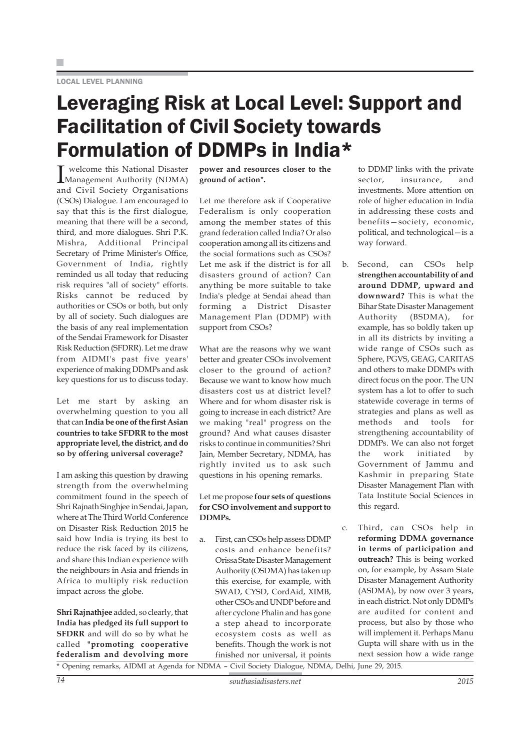LOCAL LEVEL PLANNING

# Leveraging Risk at Local Level: Support and Facilitation of Civil Society towards Formulation of DDMPs in India*

I welcome this National Disaster Management Authority (NDMA) and Civil Society Organisations (CSOs) Dialogue. I am encouraged to say that this is the first dialogue, meaning that there will be a second, third, and more dialogues. Shri P.K. Mishra, Additional Principal Secretary of Prime Minister's Office, Government of India, rightly reminded us all today that reducing risk requires "all of society" efforts. Risks cannot be reduced by authorities or CSOs or both, but only by all of society. Such dialogues are the basis of any real implementation of the Sendai Framework for Disaster Risk Reduction (SFDRR). Let me draw from AIDMI's past five years' experience of making DDMPs and ask key questions for us to discuss today.

Let me start by asking an overwhelming question to you all that can **India be one of the first Asian countries to take SFDRR to the most appropriate level, the district, and do so by offering universal coverage?**

I am asking this question by drawing strength from the overwhelming commitment found in the speech of Shri Rajnath Singhjee in Sendai, Japan, where at The Third World Conference on Disaster Risk Reduction 2015 he said how India is trying its best to reduce the risk faced by its citizens, and share this Indian experience with the neighbours in Asia and friends in Africa to multiply risk reduction impact across the globe.

**Shri Rajnathjee** added, so clearly, that **India has pledged its full support to SFDRR** and will do so by what he called **"promoting cooperative federalism and devolving more power and resources closer to the ground of action".**

Let me therefore ask if Cooperative Federalism is only cooperation among the member states of this grand federation called India? Or also cooperation among all its citizens and the social formations such as CSOs? Let me ask if the district is for all disasters ground of action? Can anything be more suitable to take India's pledge at Sendai ahead than forming a District Disaster Management Plan (DDMP) with support from CSOs?

What are the reasons why we want better and greater CSOs involvement closer to the ground of action? Because we want to know how much disasters cost us at district level? Where and for whom disaster risk is going to increase in each district? Are we making "real" progress on the ground? And what causes disaster risks to continue in communities? Shri Jain, Member Secretary, NDMA, has rightly invited us to ask such questions in his opening remarks.

Let me propose **four sets of questions for CSO involvement and support to DDMPs.**

a. First, can CSOs help assess DDMP costs and enhance benefits? Orissa State Disaster Management Authority (OSDMA) has taken up this exercise, for example, with SWAD, CYSD, CordAid, XIMB, other CSOs and UNDP before and after cyclone Phalin and has gone a step ahead to incorporate ecosystem costs as well as benefits. Though the work is not finished nor universal, it points to DDMP links with the private sector, insurance, and investments. More attention on role of higher education in India in addressing these costs and benefits—society, economic, political, and technological—is a way forward.

b. Second, can CSOs help **strengthen accountability of and around DDMP, upward and downward?** This is what the Bihar State Disaster Management Authority (BSDMA), for example, has so boldly taken up in all its districts by inviting a wide range of CSOs such as Sphere, PGVS, GEAG, CARITAS and others to make DDMPs with direct focus on the poor. The UN system has a lot to offer to such statewide coverage in terms of strategies and plans as well as methods and tools for strengthening accountability of DDMPs. We can also not forget the work initiated by Government of Jammu and Kashmir in preparing State Disaster Management Plan with Tata Institute Social Sciences in this regard.

c. Third, can CSOs help in **reforming DDMA governance in terms of participation and outreach?** This is being worked on, for example, by Assam State Disaster Management Authority (ASDMA), by now over 3 years, in each district. Not only DDMPs are audited for content and process, but also by those who will implement it. Perhaps Manu Gupta will share with us in the next session how a wide range

* Opening remarks, AIDMI at Agenda for NDMA – Civil Society Dialogue, NDMA, Delhi, June 29, 2015.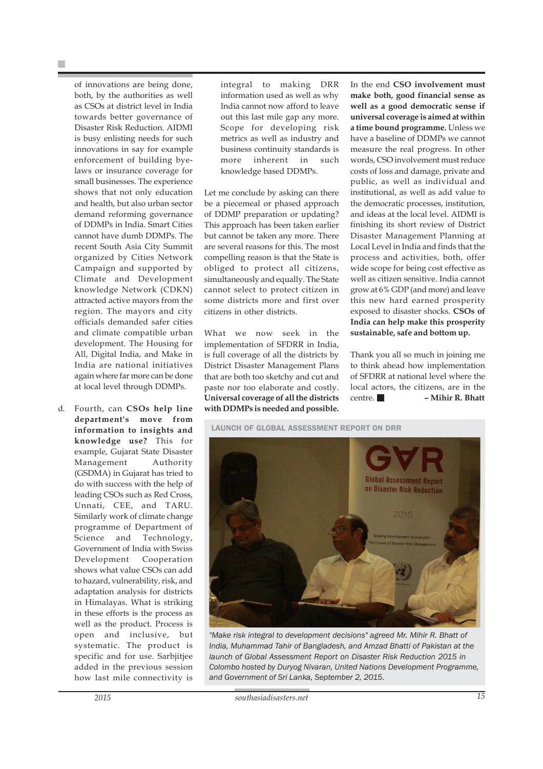of innovations are being done, both, by the authorities as well as CSOs at district level in India towards better governance of Disaster Risk Reduction. AIDMI is busy enlisting needs for such innovations in say for example enforcement of building bye-laws or insurance coverage for small businesses. The experience shows that not only education and health, but also urban sector demand reforming governance of DDMPs in India. Smart Cities cannot have dumb DDMPs. The recent South Asia City Summit organized by Cities Network Campaign and supported by Climate and Development knowledge Network (CDKN) attracted active mayors from the region. The mayors and city officials demanded safer cities and climate compatible urban development. The Housing for All, Digital India, and Make in India are national initiatives again where far more can be done at local level through DDMPs.

d. Fourth, can **CSOs help line department's move from information to insights and knowledge use?** This for example, Gujarat State Disaster Management Authority (GSDMA) in Gujarat has tried to do with success with the help of leading CSOs such as Red Cross, Unnati, CEE, and TARU. Similarly work of climate change programme of Department of Science and Technology, Government of India with Swiss Development Cooperation shows what value CSOs can add to hazard, vulnerability, risk, and adaptation analysis for districts in Himalayas. What is striking in these efforts is the process as well as the product. Process is open and inclusive, but systematic. The product is specific and for use. Sarbjitjee added in the previous session how last mile connectivity is integral to making DRR information used as well as why India cannot now afford to leave out this last mile gap any more. Scope for developing risk metrics as well as industry and business continuity standards is more inherent in such knowledge based DDMPs.

Let me conclude by asking can there be a piecemeal or phased approach of DDMP preparation or updating? This approach has been taken earlier but cannot be taken any more. There are several reasons for this. The most compelling reason is that the State is obliged to protect all citizens, simultaneously and equally. The State cannot select to protect citizen in some districts more and first over citizens in other districts.

What we now seek in the implementation of SFDRR in India, is full coverage of all the districts by District Disaster Management Plans that are both too sketchy and cut and paste nor too elaborate and costly. **Universal coverage of all the districts with DDMPs is needed and possible.**

In the end **CSO involvement must make both, good financial sense as well as a good democratic sense if universal coverage is aimed at within a time bound programme.** Unless we have a baseline of DDMPs we cannot measure the real progress. In other words, CSO involvement must reduce costs of loss and damage, private and public, as well as individual and institutional, as well as add value to the democratic processes, institution, and ideas at the local level. AIDMI is finishing its short review of District Disaster Management Planning at Local Level in India and finds that the process and activities, both, offer wide scope for being cost effective as well as citizen sensitive. India cannot grow at 6% GDP (and more) and leave this new hard earned prosperity exposed to disaster shocks. **CSOs of India can help make this prosperity sustainable, safe and bottom up.**

Thank you all so much in joining me to think ahead how implementation of SFDRR at national level where the local actors, the citizens, are in the centre. ■ **– Mihir R. Bhatt**

## LAUNCH OF GLOBAL ASSESSMENT REPORT ON DRR

*"Make risk integral to development decisions" agreed Mr. Mihir R. Bhatt of India, Muhammad Tahir of Bangladesh, and Amzad Bhatti of Pakistan at the launch of Global Assessment Report on Disaster Risk Reduction 2015 in Colombo hosted by Duryog Nivaran, United Nations Development Programme, and Government of Sri Lanka, September 2, 2015.*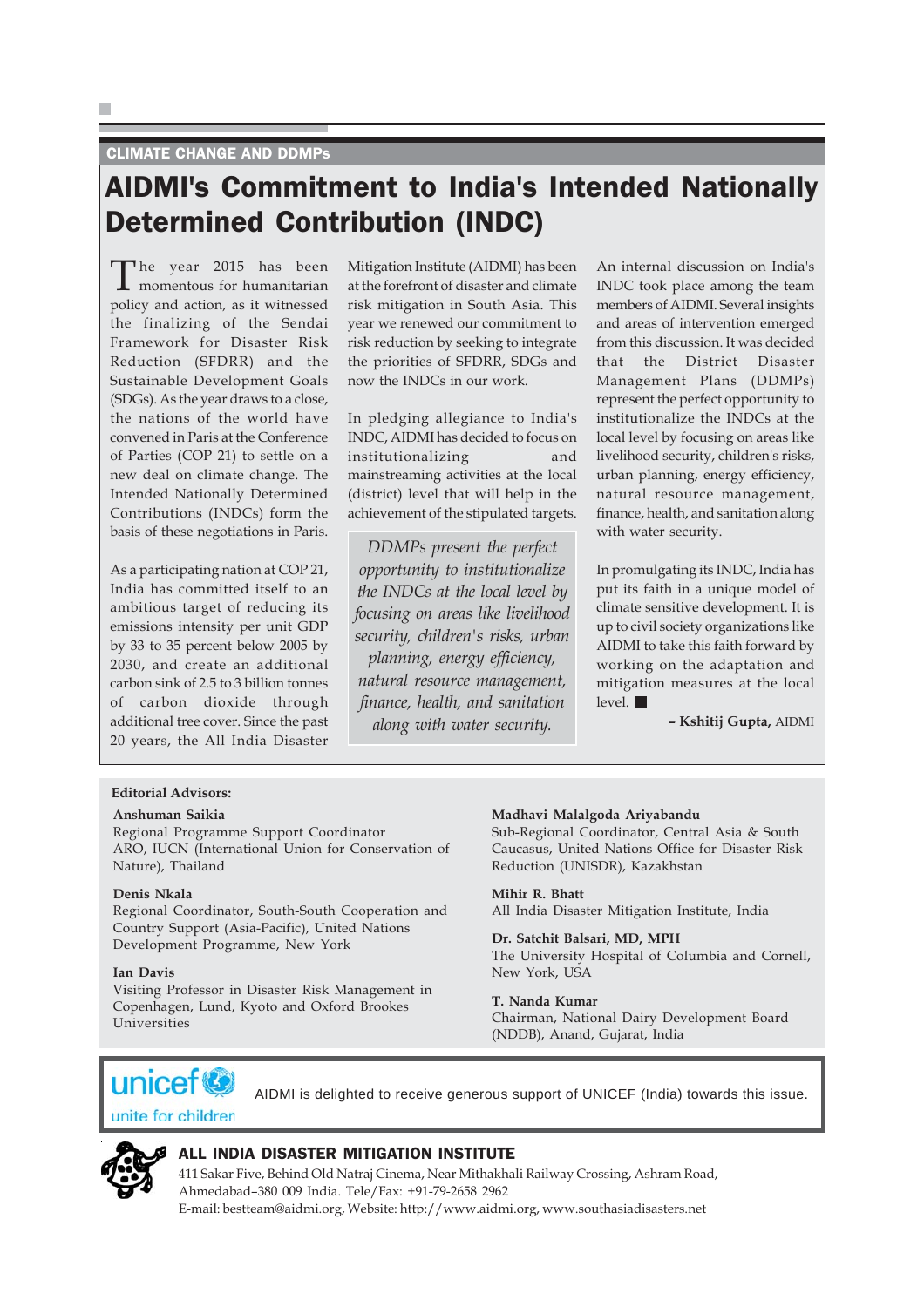CLIMATE CHANGE AND DDMPs

# AIDMI's Commitment to India's Intended Nationally Determined Contribution (INDC)

The year 2015 has been momentous for humanitarian policy and action, as it witnessed the finalizing of the Sendai Framework for Disaster Risk Reduction (SFDRR) and the Sustainable Development Goals (SDGs). As the year draws to a close, the nations of the world have convened in Paris at the Conference of Parties (COP 21) to settle on a new deal on climate change. The Intended Nationally Determined Contributions (INDCs) form the basis of these negotiations in Paris.

As a participating nation at COP 21, India has committed itself to an ambitious target of reducing its emissions intensity per unit GDP by 33 to 35 percent below 2005 by 2030, and create an additional carbon sink of 2.5 to 3 billion tonnes of carbon dioxide through additional tree cover. Since the past 20 years, the All India Disaster Mitigation Institute (AIDMI) has been at the forefront of disaster and climate risk mitigation in South Asia. This year we renewed our commitment to risk reduction by seeking to integrate the priorities of SFDRR, SDGs and now the INDCs in our work.

In pledging allegiance to India's INDC, AIDMI has decided to focus on institutionalizing and mainstreaming activities at the local (district) level that will help in the achievement of the stipulated targets.

*DDMPs present the perfect opportunity to institutionalize the INDCs at the local level by focusing on areas like livelihood security, children's risks, urban planning, energy efficiency, natural resource management, finance, health, and sanitation along with water security.*

An internal discussion on India's INDC took place among the team members of AIDMI. Several insights and areas of intervention emerged from this discussion. It was decided that the District Disaster Management Plans (DDMPs) represent the perfect opportunity to institutionalize the INDCs at the local level by focusing on areas like livelihood security, children's risks, urban planning, energy efficiency, natural resource management, finance, health, and sanitation along with water security.

In promulgating its INDC, India has put its faith in a unique model of climate sensitive development. It is up to civil society organizations like AIDMI to take this faith forward by working on the adaptation and mitigation measures at the local level. ■

**– Kshitij Gupta,** AIDMI

**Editorial Advisors:**

**Anshuman Saikia**
Regional Programme Support Coordinator
ARO, IUCN (International Union for Conservation of Nature), Thailand

**Denis Nkala**
Regional Coordinator, South-South Cooperation and Country Support (Asia-Pacific), United Nations Development Programme, New York

**Ian Davis**
Visiting Professor in Disaster Risk Management in Copenhagen, Lund, Kyoto and Oxford Brookes Universities

**Madhavi Malalgoda Ariyabandu**
Sub-Regional Coordinator, Central Asia & South Caucasus, United Nations Office for Disaster Risk Reduction (UNISDR), Kazakhstan

**Mihir R. Bhatt**
All India Disaster Mitigation Institute, India

**Dr. Satchit Balsari, MD, MPH**
The University Hospital of Columbia and Cornell, New York, USA

**T. Nanda Kumar**
Chairman, National Dairy Development Board (NDDB), Anand, Gujarat, India

unicef unite for children

AIDMI is delighted to receive generous support of UNICEF (India) towards this issue.

**ALL INDIA DISASTER MITIGATION INSTITUTE**
411 Sakar Five, Behind Old Natraj Cinema, Near Mithakhali Railway Crossing, Ashram Road, Ahmedabad–380 009 India. Tele/Fax: +91-79-2658 2962
E-mail: bestteam@aidmi.org, Website: http://www.aidmi.org, www.southasiadisasters.net